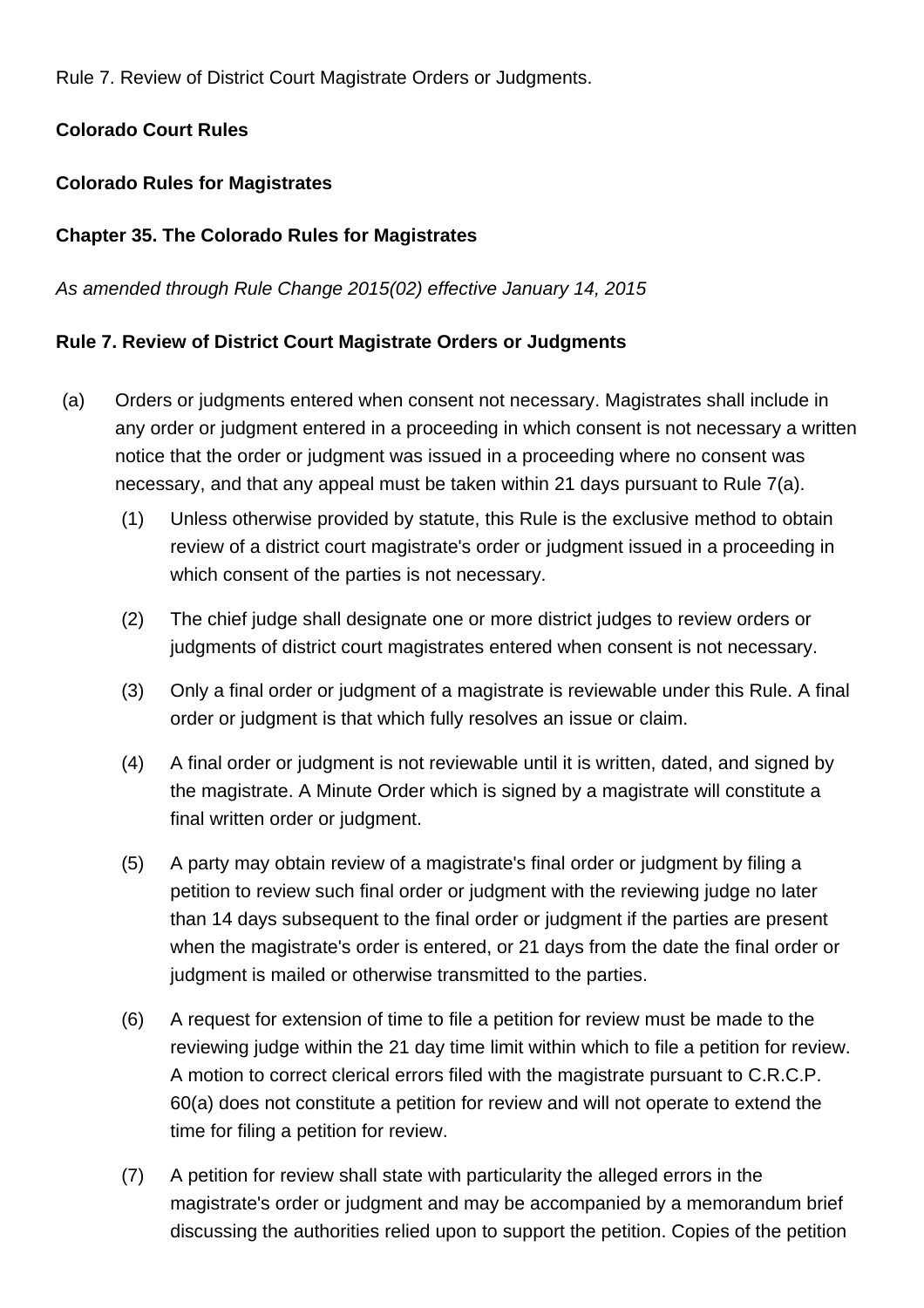Rule 7. Review of District Court Magistrate Orders or Judgments.

**Colorado Court Rules**

**Colorado Rules for Magistrates**

**Chapter 35. The Colorado Rules for Magistrates**

*As amended through Rule Change 2015(02) effective January 14, 2015*

**Rule 7. Review of District Court Magistrate Orders or Judgments**

(a) Orders or judgments entered when consent not necessary. Magistrates shall include in any order or judgment entered in a proceeding in which consent is not necessary a written notice that the order or judgment was issued in a proceeding where no consent was necessary, and that any appeal must be taken within 21 days pursuant to Rule 7(a).

(1) Unless otherwise provided by statute, this Rule is the exclusive method to obtain review of a district court magistrate's order or judgment issued in a proceeding in which consent of the parties is not necessary.

(2) The chief judge shall designate one or more district judges to review orders or judgments of district court magistrates entered when consent is not necessary.

(3) Only a final order or judgment of a magistrate is reviewable under this Rule. A final order or judgment is that which fully resolves an issue or claim.

(4) A final order or judgment is not reviewable until it is written, dated, and signed by the magistrate. A Minute Order which is signed by a magistrate will constitute a final written order or judgment.

(5) A party may obtain review of a magistrate's final order or judgment by filing a petition to review such final order or judgment with the reviewing judge no later than 14 days subsequent to the final order or judgment if the parties are present when the magistrate's order is entered, or 21 days from the date the final order or judgment is mailed or otherwise transmitted to the parties.

(6) A request for extension of time to file a petition for review must be made to the reviewing judge within the 21 day time limit within which to file a petition for review. A motion to correct clerical errors filed with the magistrate pursuant to C.R.C.P. 60(a) does not constitute a petition for review and will not operate to extend the time for filing a petition for review.

(7) A petition for review shall state with particularity the alleged errors in the magistrate's order or judgment and may be accompanied by a memorandum brief discussing the authorities relied upon to support the petition. Copies of the petition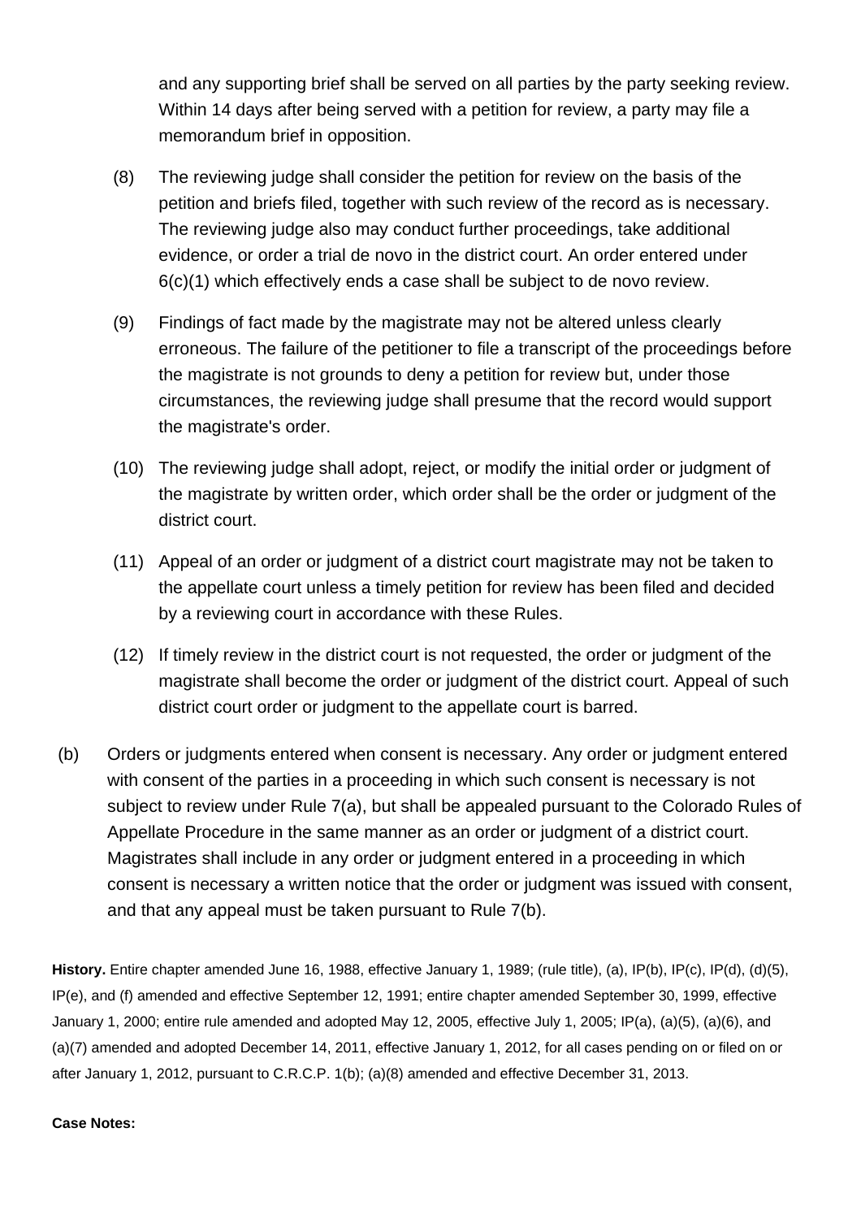and any supporting brief shall be served on all parties by the party seeking review. Within 14 days after being served with a petition for review, a party may file a memorandum brief in opposition.

(8) The reviewing judge shall consider the petition for review on the basis of the petition and briefs filed, together with such review of the record as is necessary. The reviewing judge also may conduct further proceedings, take additional evidence, or order a trial de novo in the district court. An order entered under 6(c)(1) which effectively ends a case shall be subject to de novo review.

(9) Findings of fact made by the magistrate may not be altered unless clearly erroneous. The failure of the petitioner to file a transcript of the proceedings before the magistrate is not grounds to deny a petition for review but, under those circumstances, the reviewing judge shall presume that the record would support the magistrate's order.

(10) The reviewing judge shall adopt, reject, or modify the initial order or judgment of the magistrate by written order, which order shall be the order or judgment of the district court.

(11) Appeal of an order or judgment of a district court magistrate may not be taken to the appellate court unless a timely petition for review has been filed and decided by a reviewing court in accordance with these Rules.

(12) If timely review in the district court is not requested, the order or judgment of the magistrate shall become the order or judgment of the district court. Appeal of such district court order or judgment to the appellate court is barred.

(b) Orders or judgments entered when consent is necessary. Any order or judgment entered with consent of the parties in a proceeding in which such consent is necessary is not subject to review under Rule 7(a), but shall be appealed pursuant to the Colorado Rules of Appellate Procedure in the same manner as an order or judgment of a district court. Magistrates shall include in any order or judgment entered in a proceeding in which consent is necessary a written notice that the order or judgment was issued with consent, and that any appeal must be taken pursuant to Rule 7(b).

**History.** Entire chapter amended June 16, 1988, effective January 1, 1989; (rule title), (a), IP(b), IP(c), IP(d), (d)(5), IP(e), and (f) amended and effective September 12, 1991; entire chapter amended September 30, 1999, effective January 1, 2000; entire rule amended and adopted May 12, 2005, effective July 1, 2005; IP(a), (a)(5), (a)(6), and (a)(7) amended and adopted December 14, 2011, effective January 1, 2012, for all cases pending on or filed on or after January 1, 2012, pursuant to C.R.C.P. 1(b); (a)(8) amended and effective December 31, 2013.

**Case Notes:**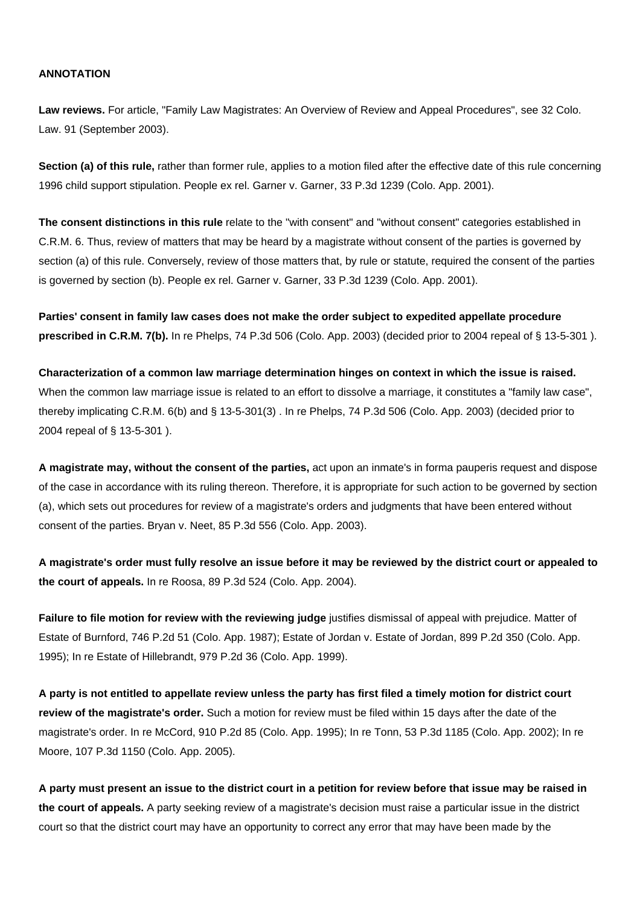**ANNOTATION**

**Law reviews.** For article, "Family Law Magistrates: An Overview of Review and Appeal Procedures", see 32 Colo. Law. 91 (September 2003).

**Section (a) of this rule,** rather than former rule, applies to a motion filed after the effective date of this rule concerning 1996 child support stipulation. People ex rel. Garner v. Garner, 33 P.3d 1239 (Colo. App. 2001).

**The consent distinctions in this rule** relate to the "with consent" and "without consent" categories established in C.R.M. 6. Thus, review of matters that may be heard by a magistrate without consent of the parties is governed by section (a) of this rule. Conversely, review of those matters that, by rule or statute, required the consent of the parties is governed by section (b). People ex rel. Garner v. Garner, 33 P.3d 1239 (Colo. App. 2001).

**Parties' consent in family law cases does not make the order subject to expedited appellate procedure prescribed in C.R.M. 7(b).** In re Phelps, 74 P.3d 506 (Colo. App. 2003) (decided prior to 2004 repeal of § 13-5-301 ).

**Characterization of a common law marriage determination hinges on context in which the issue is raised.** When the common law marriage issue is related to an effort to dissolve a marriage, it constitutes a "family law case", thereby implicating C.R.M. 6(b) and § 13-5-301(3) . In re Phelps, 74 P.3d 506 (Colo. App. 2003) (decided prior to 2004 repeal of § 13-5-301 ).

**A magistrate may, without the consent of the parties,** act upon an inmate's in forma pauperis request and dispose of the case in accordance with its ruling thereon. Therefore, it is appropriate for such action to be governed by section (a), which sets out procedures for review of a magistrate's orders and judgments that have been entered without consent of the parties. Bryan v. Neet, 85 P.3d 556 (Colo. App. 2003).

**A magistrate's order must fully resolve an issue before it may be reviewed by the district court or appealed to the court of appeals.** In re Roosa, 89 P.3d 524 (Colo. App. 2004).

**Failure to file motion for review with the reviewing judge** justifies dismissal of appeal with prejudice. Matter of Estate of Burnford, 746 P.2d 51 (Colo. App. 1987); Estate of Jordan v. Estate of Jordan, 899 P.2d 350 (Colo. App. 1995); In re Estate of Hillebrandt, 979 P.2d 36 (Colo. App. 1999).

**A party is not entitled to appellate review unless the party has first filed a timely motion for district court review of the magistrate's order.** Such a motion for review must be filed within 15 days after the date of the magistrate's order. In re McCord, 910 P.2d 85 (Colo. App. 1995); In re Tonn, 53 P.3d 1185 (Colo. App. 2002); In re Moore, 107 P.3d 1150 (Colo. App. 2005).

**A party must present an issue to the district court in a petition for review before that issue may be raised in the court of appeals.** A party seeking review of a magistrate's decision must raise a particular issue in the district court so that the district court may have an opportunity to correct any error that may have been made by the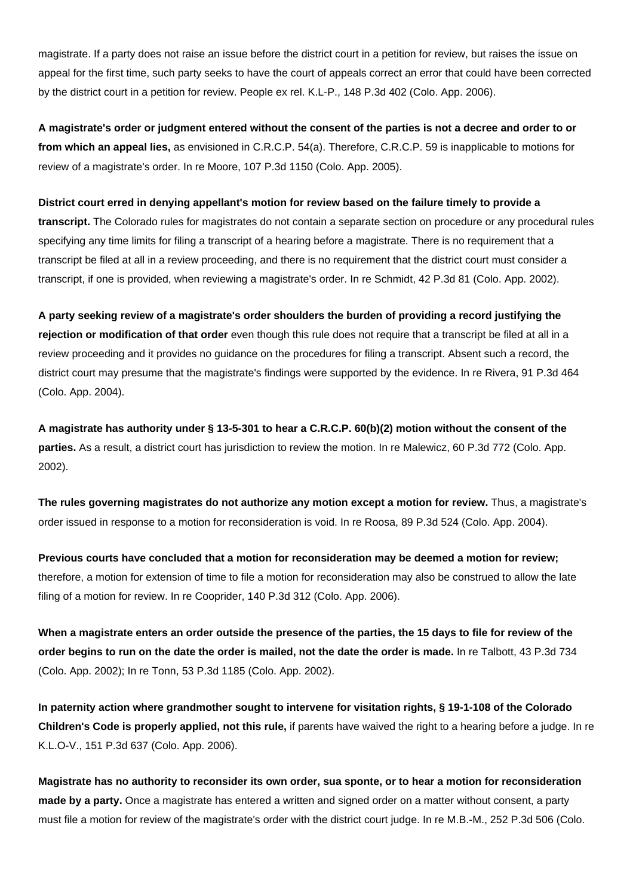magistrate. If a party does not raise an issue before the district court in a petition for review, but raises the issue on appeal for the first time, such party seeks to have the court of appeals correct an error that could have been corrected by the district court in a petition for review. People ex rel. K.L-P., 148 P.3d 402 (Colo. App. 2006).

**A magistrate's order or judgment entered without the consent of the parties is not a decree and order to or from which an appeal lies,** as envisioned in C.R.C.P. 54(a). Therefore, C.R.C.P. 59 is inapplicable to motions for review of a magistrate's order. In re Moore, 107 P.3d 1150 (Colo. App. 2005).

**District court erred in denying appellant's motion for review based on the failure timely to provide a transcript.** The Colorado rules for magistrates do not contain a separate section on procedure or any procedural rules specifying any time limits for filing a transcript of a hearing before a magistrate. There is no requirement that a transcript be filed at all in a review proceeding, and there is no requirement that the district court must consider a transcript, if one is provided, when reviewing a magistrate's order. In re Schmidt, 42 P.3d 81 (Colo. App. 2002).

**A party seeking review of a magistrate's order shoulders the burden of providing a record justifying the rejection or modification of that order** even though this rule does not require that a transcript be filed at all in a review proceeding and it provides no guidance on the procedures for filing a transcript. Absent such a record, the district court may presume that the magistrate's findings were supported by the evidence. In re Rivera, 91 P.3d 464 (Colo. App. 2004).

**A magistrate has authority under § 13-5-301 to hear a C.R.C.P. 60(b)(2) motion without the consent of the parties.** As a result, a district court has jurisdiction to review the motion. In re Malewicz, 60 P.3d 772 (Colo. App. 2002).

**The rules governing magistrates do not authorize any motion except a motion for review.** Thus, a magistrate's order issued in response to a motion for reconsideration is void. In re Roosa, 89 P.3d 524 (Colo. App. 2004).

**Previous courts have concluded that a motion for reconsideration may be deemed a motion for review;** therefore, a motion for extension of time to file a motion for reconsideration may also be construed to allow the late filing of a motion for review. In re Cooprider, 140 P.3d 312 (Colo. App. 2006).

**When a magistrate enters an order outside the presence of the parties, the 15 days to file for review of the order begins to run on the date the order is mailed, not the date the order is made.** In re Talbott, 43 P.3d 734 (Colo. App. 2002); In re Tonn, 53 P.3d 1185 (Colo. App. 2002).

**In paternity action where grandmother sought to intervene for visitation rights, § 19-1-108 of the Colorado Children's Code is properly applied, not this rule,** if parents have waived the right to a hearing before a judge. In re K.L.O-V., 151 P.3d 637 (Colo. App. 2006).

**Magistrate has no authority to reconsider its own order, sua sponte, or to hear a motion for reconsideration made by a party.** Once a magistrate has entered a written and signed order on a matter without consent, a party must file a motion for review of the magistrate's order with the district court judge. In re M.B.-M., 252 P.3d 506 (Colo.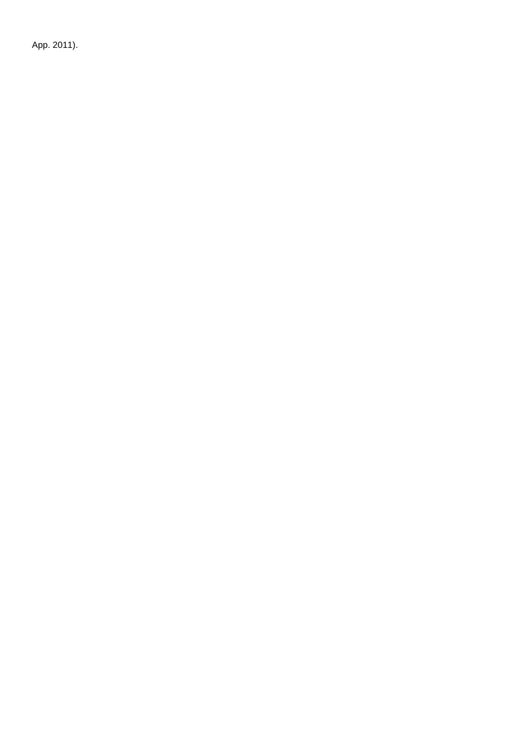App. 2011).